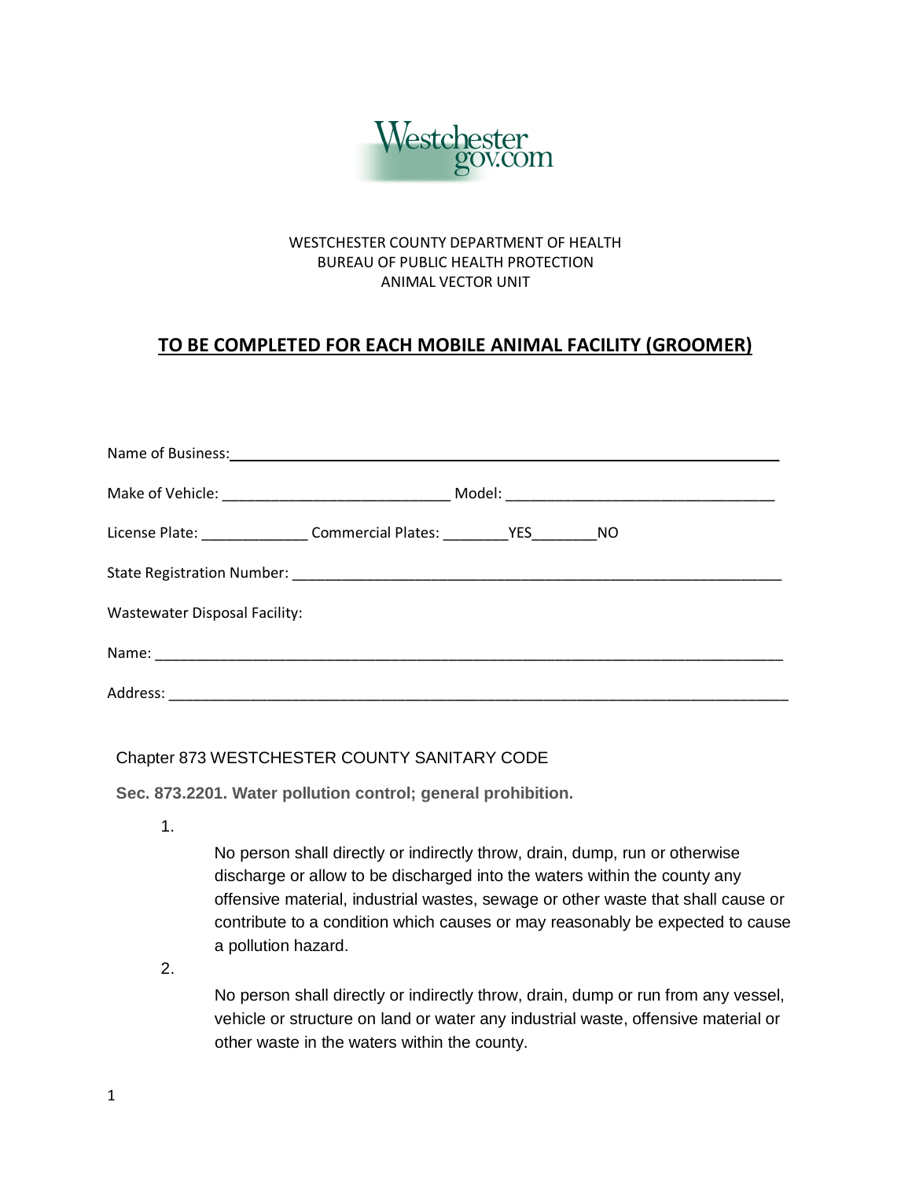Westchester gov.com

WESTCHESTER COUNTY DEPARTMENT OF HEALTH
BUREAU OF PUBLIC HEALTH PROTECTION
ANIMAL VECTOR UNIT

## TO BE COMPLETED FOR EACH MOBILE ANIMAL FACILITY (GROOMER)

Name of Business:\_\_\_\_\_\_\_\_\_\_\_\_\_\_\_\_\_\_\_\_\_\_\_\_\_\_\_\_\_\_\_\_\_\_\_\_\_\_\_\_\_\_\_\_\_\_\_\_\_\_\_\_\_\_\_\_\_\_\_\_

Make of Vehicle: \_\_\_\_\_\_\_\_\_\_\_\_\_\_\_\_\_\_\_\_\_\_\_\_\_\_\_ Model: \_\_\_\_\_\_\_\_\_\_\_\_\_\_\_\_\_\_\_\_\_\_\_\_\_\_\_\_\_\_\_\_

License Plate: \_\_\_\_\_\_\_\_\_\_\_\_\_ Commercial Plates: \_\_\_\_\_\_\_\_YES\_\_\_\_\_\_\_\_NO

State Registration Number: \_\_\_\_\_\_\_\_\_\_\_\_\_\_\_\_\_\_\_\_\_\_\_\_\_\_\_\_\_\_\_\_\_\_\_\_\_\_\_\_\_\_\_\_\_\_\_\_\_\_\_\_\_\_\_\_\_\_

Wastewater Disposal Facility:

Name: \_\_\_\_\_\_\_\_\_\_\_\_\_\_\_\_\_\_\_\_\_\_\_\_\_\_\_\_\_\_\_\_\_\_\_\_\_\_\_\_\_\_\_\_\_\_\_\_\_\_\_\_\_\_\_\_\_\_\_\_\_\_\_\_\_\_\_\_\_\_\_\_\_\_\_

Address: \_\_\_\_\_\_\_\_\_\_\_\_\_\_\_\_\_\_\_\_\_\_\_\_\_\_\_\_\_\_\_\_\_\_\_\_\_\_\_\_\_\_\_\_\_\_\_\_\_\_\_\_\_\_\_\_\_\_\_\_\_\_\_\_\_\_\_\_\_\_\_\_\_\_

Chapter 873 WESTCHESTER COUNTY SANITARY CODE

**Sec. 873.2201. Water pollution control; general prohibition.**

1. No person shall directly or indirectly throw, drain, dump, run or otherwise discharge or allow to be discharged into the waters within the county any offensive material, industrial wastes, sewage or other waste that shall cause or contribute to a condition which causes or may reasonably be expected to cause a pollution hazard.

2. No person shall directly or indirectly throw, drain, dump or run from any vessel, vehicle or structure on land or water any industrial waste, offensive material or other waste in the waters within the county.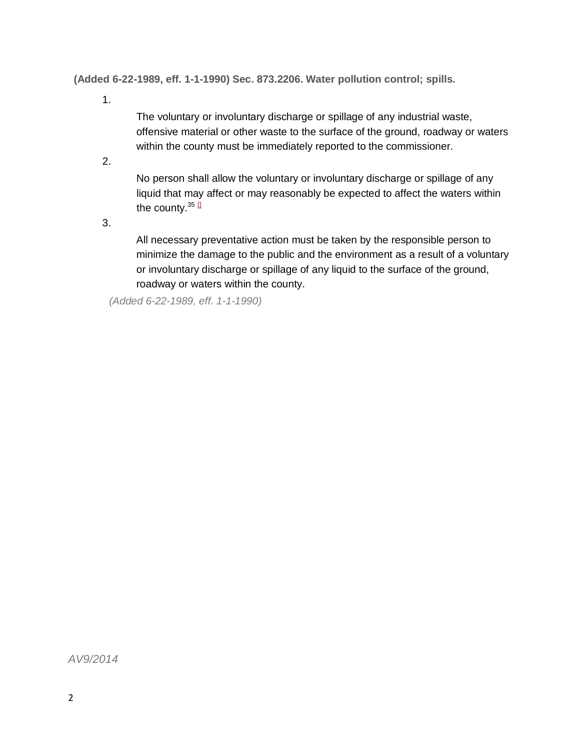**(Added 6-22-1989, eff. 1-1-1990) Sec. 873.2206. Water pollution control; spills.**

1. The voluntary or involuntary discharge or spillage of any industrial waste, offensive material or other waste to the surface of the ground, roadway or waters within the county must be immediately reported to the commissioner.
2. No person shall allow the voluntary or involuntary discharge or spillage of any liquid that may affect or may reasonably be expected to affect the waters within the county.[35] []
3. All necessary preventative action must be taken by the responsible person to minimize the damage to the public and the environment as a result of a voluntary or involuntary discharge or spillage of any liquid to the surface of the ground, roadway or waters within the county.

*(Added 6-22-1989, eff. 1-1-1990)*

*AV9/2014*